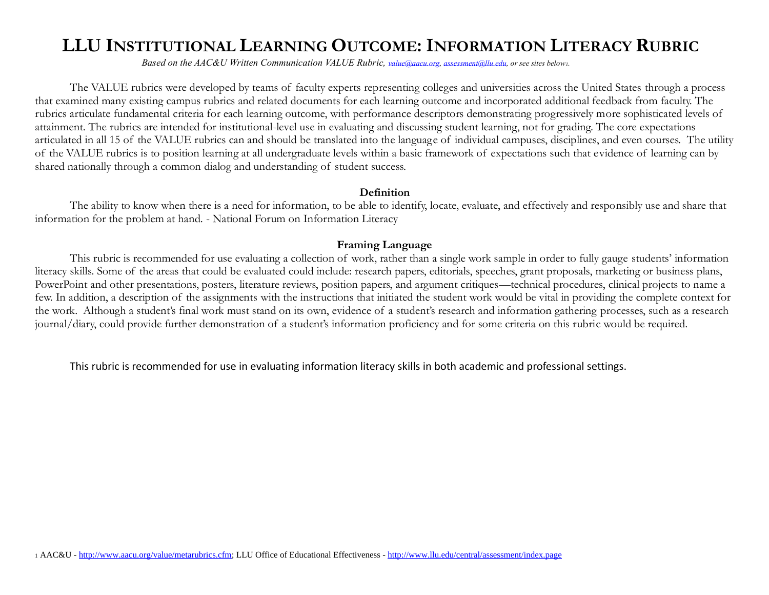# LLU Institutional Learning Outcome: Information Literacy Rubric

*Based on the AAC&U Written Communication VALUE Rubric, value@aacu.org, assessment@llu.edu, or see sites below*[1]*.*

The VALUE rubrics were developed by teams of faculty experts representing colleges and universities across the United States through a process that examined many existing campus rubrics and related documents for each learning outcome and incorporated additional feedback from faculty. The rubrics articulate fundamental criteria for each learning outcome, with performance descriptors demonstrating progressively more sophisticated levels of attainment. The rubrics are intended for institutional-level use in evaluating and discussing student learning, not for grading. The core expectations articulated in all 15 of the VALUE rubrics can and should be translated into the language of individual campuses, disciplines, and even courses. The utility of the VALUE rubrics is to position learning at all undergraduate levels within a basic framework of expectations such that evidence of learning can by shared nationally through a common dialog and understanding of student success.

## Definition

The ability to know when there is a need for information, to be able to identify, locate, evaluate, and effectively and responsibly use and share that information for the problem at hand. - National Forum on Information Literacy

## Framing Language

This rubric is recommended for use evaluating a collection of work, rather than a single work sample in order to fully gauge students' information literacy skills. Some of the areas that could be evaluated could include: research papers, editorials, speeches, grant proposals, marketing or business plans, PowerPoint and other presentations, posters, literature reviews, position papers, and argument critiques—technical procedures, clinical projects to name a few. In addition, a description of the assignments with the instructions that initiated the student work would be vital in providing the complete context for the work. Although a student's final work must stand on its own, evidence of a student's research and information gathering processes, such as a research journal/diary, could provide further demonstration of a student's information proficiency and for some criteria on this rubric would be required.

This rubric is recommended for use in evaluating information literacy skills in both academic and professional settings.

[1] AAC&U - http://www.aacu.org/value/metarubrics.cfm; LLU Office of Educational Effectiveness - http://www.llu.edu/central/assessment/index.page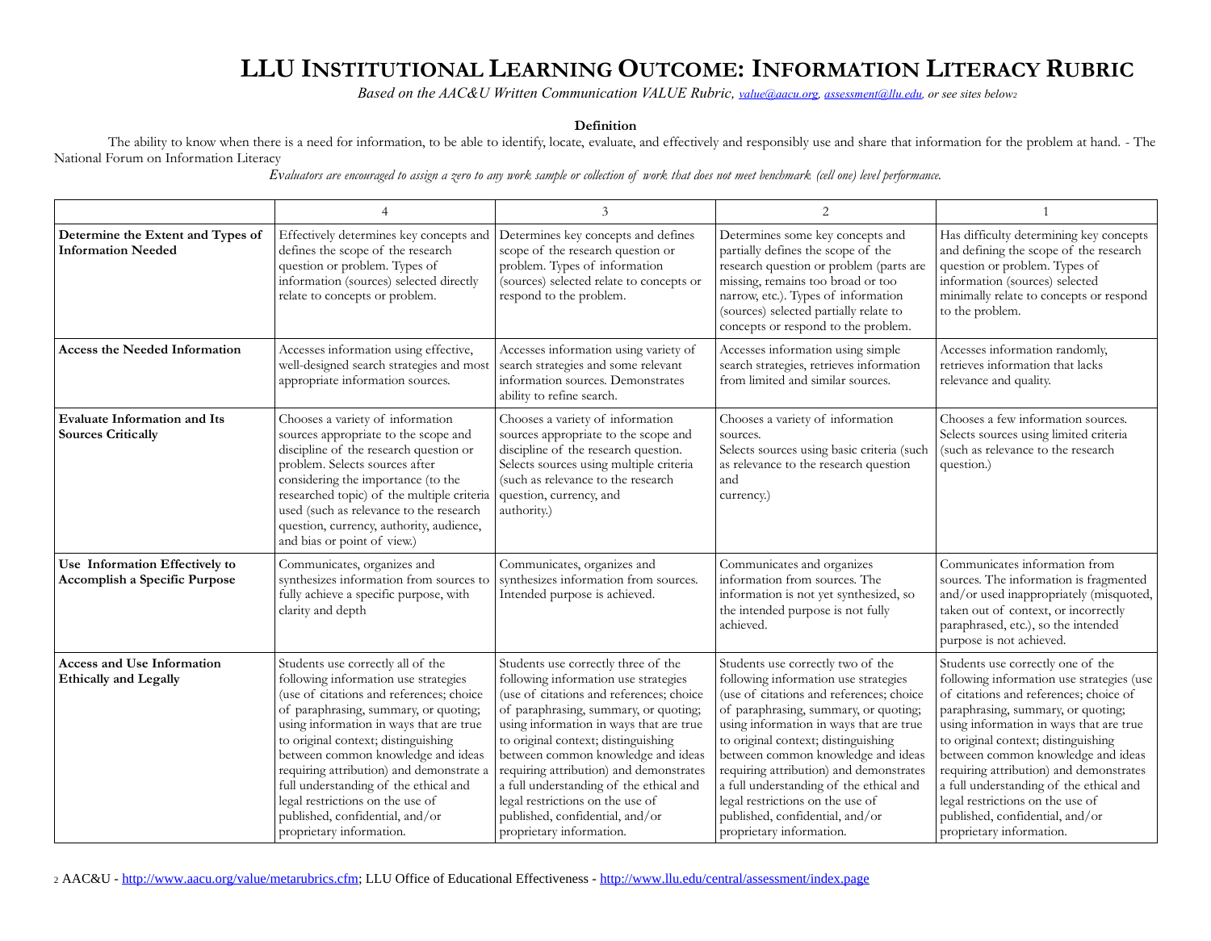# LLU Institutional Learning Outcome: Information Literacy Rubric

*Based on the AAC&U Written Communication VALUE Rubric, value@aacu.org, assessment@llu.edu, or see sites below*[2]

**Definition**

The ability to know when there is a need for information, to be able to identify, locate, evaluate, and effectively and responsibly use and share that information for the problem at hand. - The National Forum on Information Literacy

*Evaluators are encouraged to assign a zero to any work sample or collection of work that does not meet benchmark (cell one) level performance.*

| | 4 | 3 | 2 | 1 |
|---|---|---|---|---|
| **Determine the Extent and Types of Information Needed** | Effectively determines key concepts and defines the scope of the research question or problem. Types of information (sources) selected directly relate to concepts or problem. | Determines key concepts and defines scope of the research question or problem. Types of information (sources) selected relate to concepts or respond to the problem. | Determines some key concepts and partially defines the scope of the research question or problem (parts are missing, remains too broad or too narrow, etc.). Types of information (sources) selected partially relate to concepts or respond to the problem. | Has difficulty determining key concepts and defining the scope of the research question or problem. Types of information (sources) selected minimally relate to concepts or respond to the problem. |
| **Access the Needed Information** | Accesses information using effective, well-designed search strategies and most appropriate information sources. | Accesses information using variety of search strategies and some relevant information sources. Demonstrates ability to refine search. | Accesses information using simple search strategies, retrieves information from limited and similar sources. | Accesses information randomly, retrieves information that lacks relevance and quality. |
| **Evaluate Information and Its Sources Critically** | Chooses a variety of information sources appropriate to the scope and discipline of the research question or problem. Selects sources after considering the importance (to the researched topic) of the multiple criteria used (such as relevance to the research question, currency, authority, audience, and bias or point of view.) | Chooses a variety of information sources appropriate to the scope and discipline of the research question. Selects sources using multiple criteria (such as relevance to the research question, currency, and authority.) | Chooses a variety of information sources. Selects sources using basic criteria (such as relevance to the research question and currency.) | Chooses a few information sources. Selects sources using limited criteria (such as relevance to the research question.) |
| **Use Information Effectively to Accomplish a Specific Purpose** | Communicates, organizes and synthesizes information from sources to fully achieve a specific purpose, with clarity and depth | Communicates, organizes and synthesizes information from sources. Intended purpose is achieved. | Communicates and organizes information from sources. The information is not yet synthesized, so the intended purpose is not fully achieved. | Communicates information from sources. The information is fragmented and/or used inappropriately (misquoted, taken out of context, or incorrectly paraphrased, etc.), so the intended purpose is not achieved. |
| **Access and Use Information Ethically and Legally** | Students use correctly all of the following information use strategies (use of citations and references; choice of paraphrasing, summary, or quoting; using information in ways that are true to original context; distinguishing between common knowledge and ideas requiring attribution) and demonstrate a full understanding of the ethical and legal restrictions on the use of published, confidential, and/or proprietary information. | Students use correctly three of the following information use strategies (use of citations and references; choice of paraphrasing, summary, or quoting; using information in ways that are true to original context; distinguishing between common knowledge and ideas requiring attribution) and demonstrates a full understanding of the ethical and legal restrictions on the use of published, confidential, and/or proprietary information. | Students use correctly two of the following information use strategies (use of citations and references; choice of paraphrasing, summary, or quoting; using information in ways that are true to original context; distinguishing between common knowledge and ideas requiring attribution) and demonstrates a full understanding of the ethical and legal restrictions on the use of published, confidential, and/or proprietary information. | Students use correctly one of the following information use strategies (use of citations and references; choice of paraphrasing, summary, or quoting; using information in ways that are true to original context; distinguishing between common knowledge and ideas requiring attribution) and demonstrates a full understanding of the ethical and legal restrictions on the use of published, confidential, and/or proprietary information. |

[2] AAC&U - http://www.aacu.org/value/metarubrics.cfm; LLU Office of Educational Effectiveness - http://www.llu.edu/central/assessment/index.page